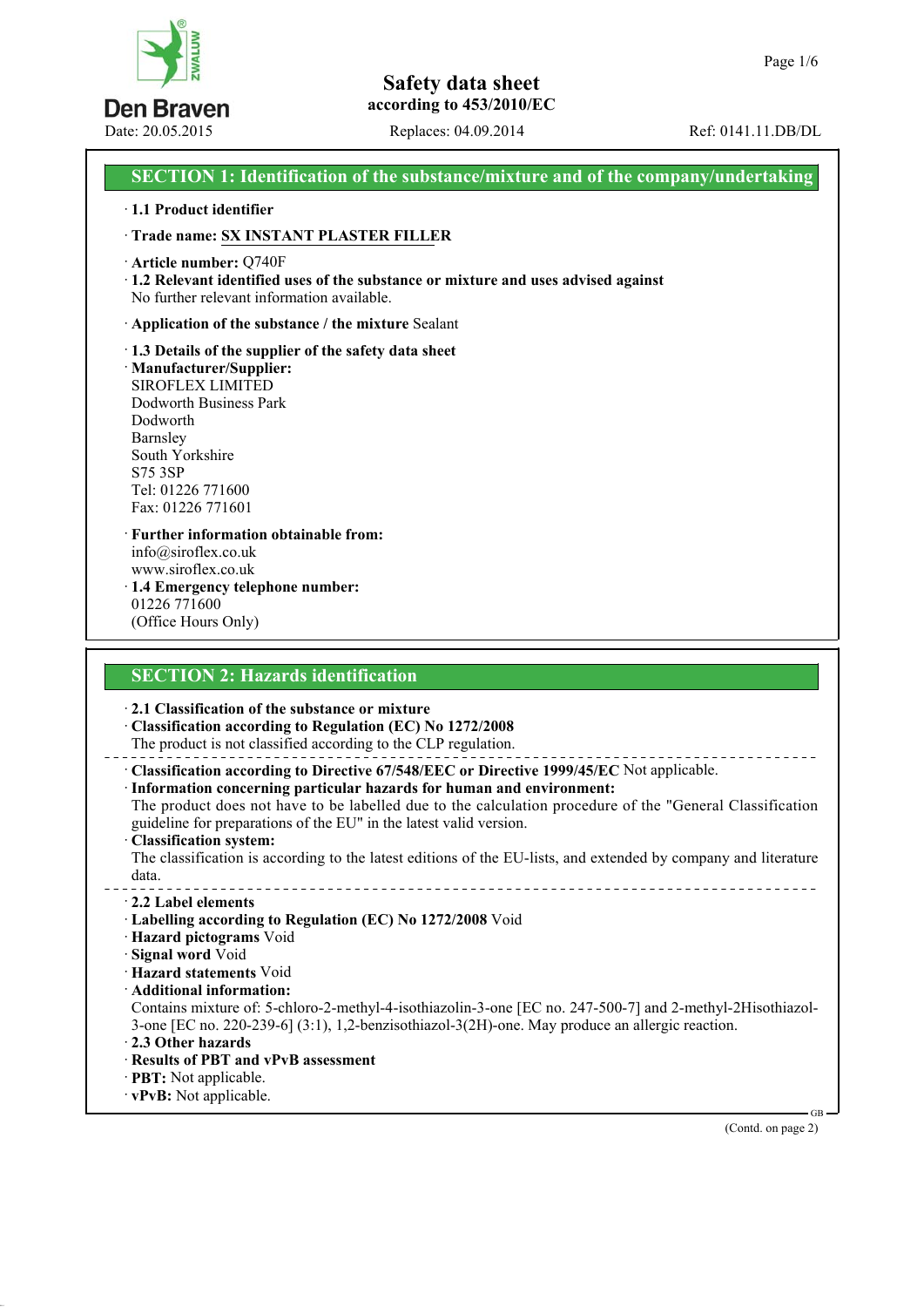# Safety data sheet

according to 453/2010/EC

Date: 20.05.2015 Replaces: 04.09.2014 Ref: 0141.11.DB/DL

## SECTION 1: Identification of the substance/mixture and of the company/undertaking

· **1.1 Product identifier**

· **Trade name: SX INSTANT PLASTER FILLER**

· **Article number:** Q740F

· **1.2 Relevant identified uses of the substance or mixture and uses advised against**
No further relevant information available.

· **Application of the substance / the mixture** Sealant

· **1.3 Details of the supplier of the safety data sheet**

· **Manufacturer/Supplier:**
SIROFLEX LIMITED
Dodworth Business Park
Dodworth
Barnsley
South Yorkshire
S75 3SP
Tel: 01226 771600
Fax: 01226 771601

· **Further information obtainable from:**
info@siroflex.co.uk
www.siroflex.co.uk

· **1.4 Emergency telephone number:**
01226 771600
(Office Hours Only)

## SECTION 2: Hazards identification

· **2.1 Classification of the substance or mixture**

· **Classification according to Regulation (EC) No 1272/2008**
The product is not classified according to the CLP regulation.

· **Classification according to Directive 67/548/EEC or Directive 1999/45/EC** Not applicable.

· **Information concerning particular hazards for human and environment:**
The product does not have to be labelled due to the calculation procedure of the "General Classification guideline for preparations of the EU" in the latest valid version.

· **Classification system:**
The classification is according to the latest editions of the EU-lists, and extended by company and literature data.

· **2.2 Label elements**

· **Labelling according to Regulation (EC) No 1272/2008** Void

· **Hazard pictograms** Void

· **Signal word** Void

· **Hazard statements** Void

· **Additional information:**
Contains mixture of: 5-chloro-2-methyl-4-isothiazolin-3-one [EC no. 247-500-7] and 2-methyl-2Hisothiazol-3-one [EC no. 220-239-6] (3:1), 1,2-benzisothiazol-3(2H)-one. May produce an allergic reaction.

· **2.3 Other hazards**

· **Results of PBT and vPvB assessment**

· **PBT:** Not applicable.

· **vPvB:** Not applicable.

(Contd. on page 2)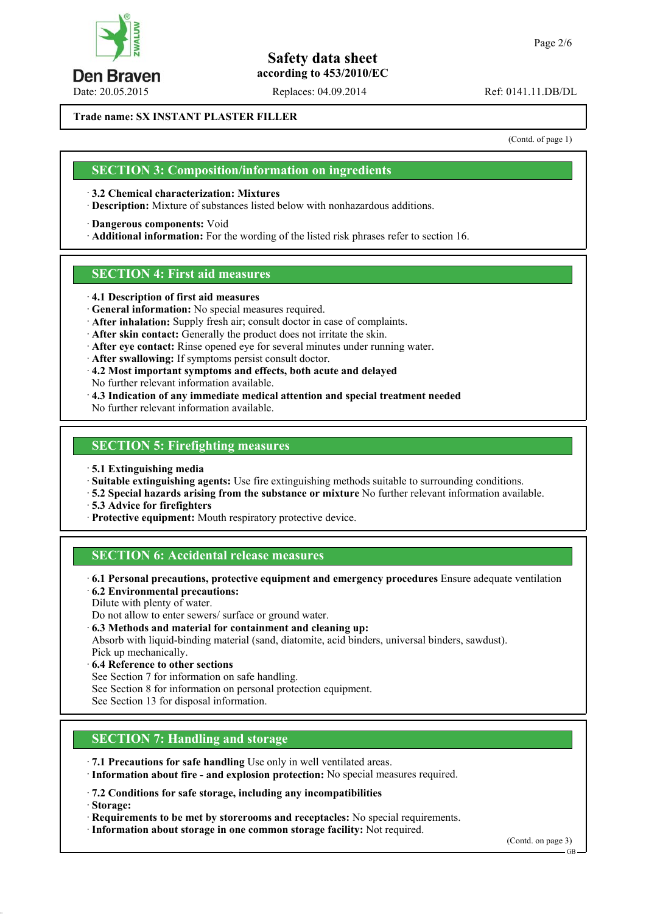**Safety data sheet**
**according to 453/2010/EC**

Date: 20.05.2015 Replaces: 04.09.2014 Ref: 0141.11.DB/DL

**Trade name: SX INSTANT PLASTER FILLER**

(Contd. of page 1)

## SECTION 3: Composition/information on ingredients

- **3.2 Chemical characterization: Mixtures**
- **Description:** Mixture of substances listed below with nonhazardous additions.
- **Dangerous components:** Void
- **Additional information:** For the wording of the listed risk phrases refer to section 16.

## SECTION 4: First aid measures

- **4.1 Description of first aid measures**
- **General information:** No special measures required.
- **After inhalation:** Supply fresh air; consult doctor in case of complaints.
- **After skin contact:** Generally the product does not irritate the skin.
- **After eye contact:** Rinse opened eye for several minutes under running water.
- **After swallowing:** If symptoms persist consult doctor.
- **4.2 Most important symptoms and effects, both acute and delayed**
  No further relevant information available.
- **4.3 Indication of any immediate medical attention and special treatment needed**
  No further relevant information available.

## SECTION 5: Firefighting measures

- **5.1 Extinguishing media**
- **Suitable extinguishing agents:** Use fire extinguishing methods suitable to surrounding conditions.
- **5.2 Special hazards arising from the substance or mixture** No further relevant information available.
- **5.3 Advice for firefighters**
- **Protective equipment:** Mouth respiratory protective device.

## SECTION 6: Accidental release measures

- **6.1 Personal precautions, protective equipment and emergency procedures** Ensure adequate ventilation
- **6.2 Environmental precautions:**
  Dilute with plenty of water.
  Do not allow to enter sewers/ surface or ground water.
- **6.3 Methods and material for containment and cleaning up:**
  Absorb with liquid-binding material (sand, diatomite, acid binders, universal binders, sawdust).
  Pick up mechanically.
- **6.4 Reference to other sections**
  See Section 7 for information on safe handling.
  See Section 8 for information on personal protection equipment.
  See Section 13 for disposal information.

## SECTION 7: Handling and storage

- **7.1 Precautions for safe handling** Use only in well ventilated areas.
- **Information about fire - and explosion protection:** No special measures required.
- **7.2 Conditions for safe storage, including any incompatibilities**
- **Storage:**
- **Requirements to be met by storerooms and receptacles:** No special requirements.
- **Information about storage in one common storage facility:** Not required.

(Contd. on page 3)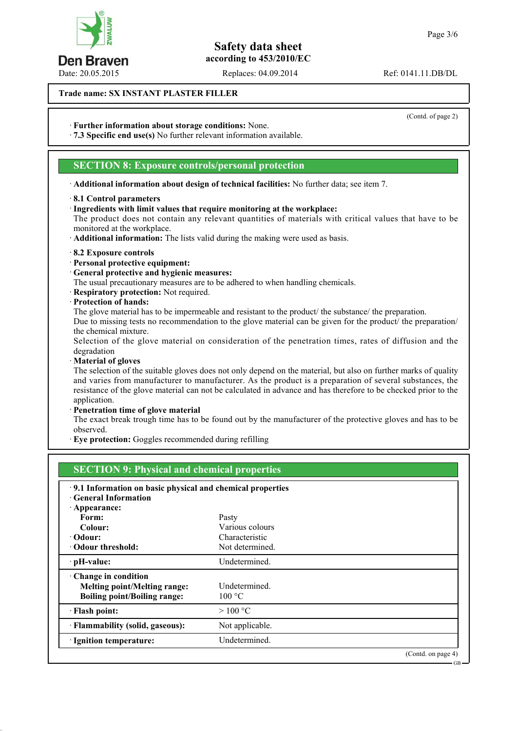Trade name: SX INSTANT PLASTER FILLER

(Contd. of page 2)

· **Further information about storage conditions:** None.
· **7.3 Specific end use(s)** No further relevant information available.

## SECTION 8: Exposure controls/personal protection

· **Additional information about design of technical facilities:** No further data; see item 7.

· **8.1 Control parameters**
· **Ingredients with limit values that require monitoring at the workplace:**
The product does not contain any relevant quantities of materials with critical values that have to be monitored at the workplace.
· **Additional information:** The lists valid during the making were used as basis.

· **8.2 Exposure controls**
· **Personal protective equipment:**
· **General protective and hygienic measures:**
The usual precautionary measures are to be adhered to when handling chemicals.
· **Respiratory protection:** Not required.
· **Protection of hands:**
The glove material has to be impermeable and resistant to the product/ the substance/ the preparation.
Due to missing tests no recommendation to the glove material can be given for the product/ the preparation/ the chemical mixture.
Selection of the glove material on consideration of the penetration times, rates of diffusion and the degradation
· **Material of gloves**
The selection of the suitable gloves does not only depend on the material, but also on further marks of quality and varies from manufacturer to manufacturer. As the product is a preparation of several substances, the resistance of the glove material can not be calculated in advance and has therefore to be checked prior to the application.
· **Penetration time of glove material**
The exact break trough time has to be found out by the manufacturer of the protective gloves and has to be observed.
· **Eye protection:** Goggles recommended during refilling

## SECTION 9: Physical and chemical properties

| · 9.1 Information on basic physical and chemical properties | |
|---|---|
| · **General Information** | |
| · **Appearance:** | |
| **Form:** | Pasty |
| **Colour:** | Various colours |
| · **Odour:** | Characteristic |
| · **Odour threshold:** | Not determined. |
| · **pH-value:** | Undetermined. |
| · **Change in condition** | |
| **Melting point/Melting range:** | Undetermined. |
| **Boiling point/Boiling range:** | 100 °C |
| · **Flash point:** | > 100 °C |
| · **Flammability (solid, gaseous):** | Not applicable. |
| · **Ignition temperature:** | Undetermined. |

(Contd. on page 4)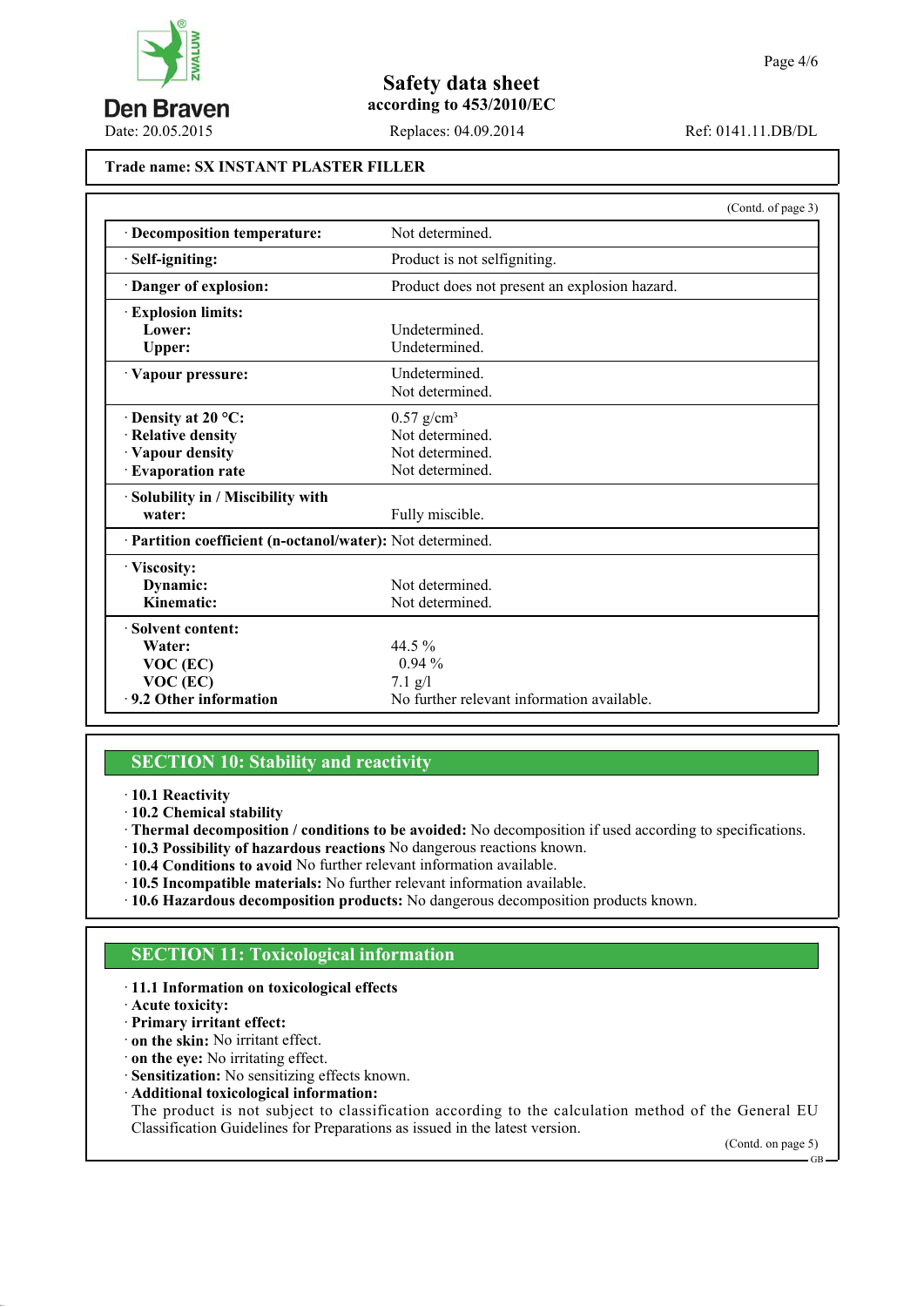**Trade name: SX INSTANT PLASTER FILLER**

(Contd. of page 3)

| | |
|---|---|
| · **Decomposition temperature:** | Not determined. |
| · **Self-igniting:** | Product is not selfigniting. |
| · **Danger of explosion:** | Product does not present an explosion hazard. |
| · **Explosion limits:** | |
| **Lower:** | Undetermined. |
| **Upper:** | Undetermined. |
| · **Vapour pressure:** | Undetermined. Not determined. |
| · **Density at 20 °C:** | 0.57 g/cm³ |
| · **Relative density** | Not determined. |
| · **Vapour density** | Not determined. |
| · **Evaporation rate** | Not determined. |
| · **Solubility in / Miscibility with water:** | Fully miscible. |
| · **Partition coefficient (n-octanol/water):** | Not determined. |
| · **Viscosity:** | |
| **Dynamic:** | Not determined. |
| **Kinematic:** | Not determined. |
| · **Solvent content:** | |
| **Water:** | 44.5 % |
| **VOC (EC)** | 0.94 % |
| **VOC (EC)** | 7.1 g/l |
| · **9.2 Other information** | No further relevant information available. |

## SECTION 10: Stability and reactivity

· **10.1 Reactivity**
· **10.2 Chemical stability**
· **Thermal decomposition / conditions to be avoided:** No decomposition if used according to specifications.
· **10.3 Possibility of hazardous reactions** No dangerous reactions known.
· **10.4 Conditions to avoid** No further relevant information available.
· **10.5 Incompatible materials:** No further relevant information available.
· **10.6 Hazardous decomposition products:** No dangerous decomposition products known.

## SECTION 11: Toxicological information

· **11.1 Information on toxicological effects**
· **Acute toxicity:**
· **Primary irritant effect:**
· **on the skin:** No irritant effect.
· **on the eye:** No irritating effect.
· **Sensitization:** No sensitizing effects known.
· **Additional toxicological information:**
The product is not subject to classification according to the calculation method of the General EU Classification Guidelines for Preparations as issued in the latest version.

(Contd. on page 5)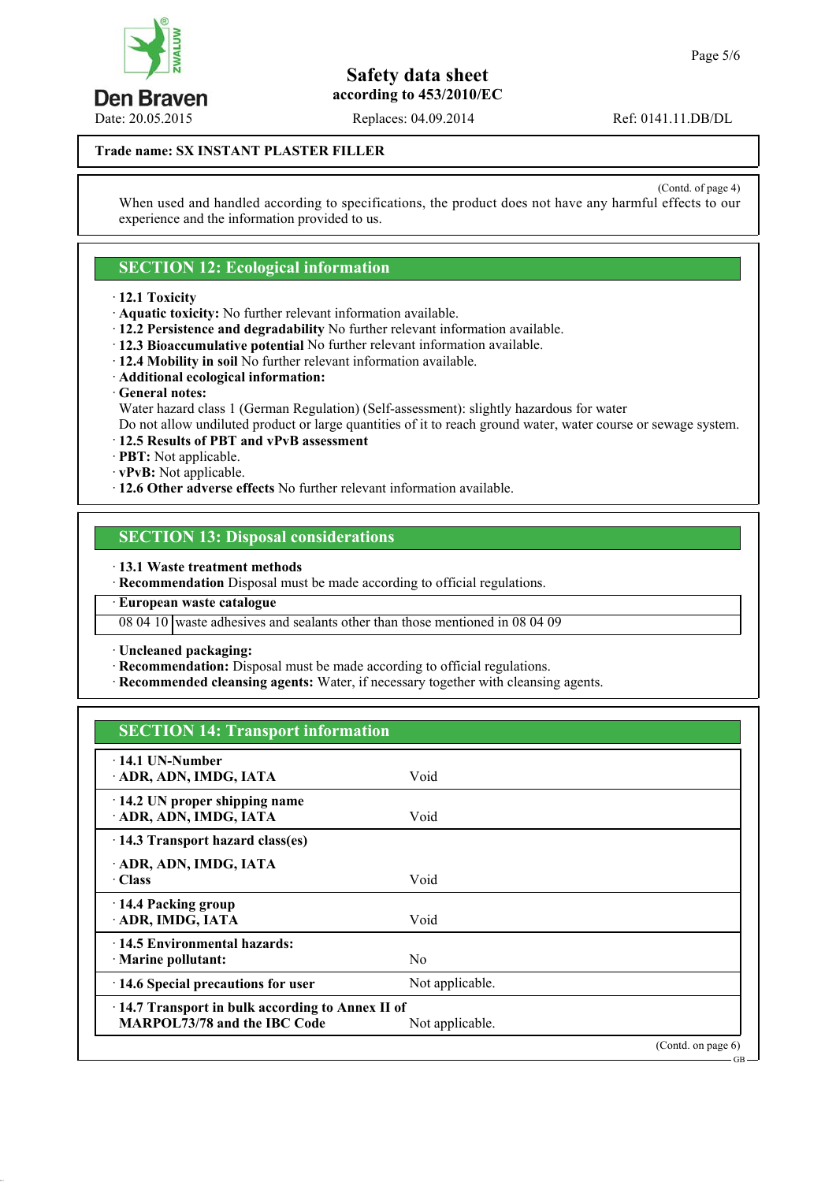**Trade name: SX INSTANT PLASTER FILLER**

(Contd. of page 4)

When used and handled according to specifications, the product does not have any harmful effects to our experience and the information provided to us.

## SECTION 12: Ecological information

· **12.1 Toxicity**
· **Aquatic toxicity:** No further relevant information available.
· **12.2 Persistence and degradability** No further relevant information available.
· **12.3 Bioaccumulative potential** No further relevant information available.
· **12.4 Mobility in soil** No further relevant information available.
· **Additional ecological information:**
· **General notes:**
Water hazard class 1 (German Regulation) (Self-assessment): slightly hazardous for water
Do not allow undiluted product or large quantities of it to reach ground water, water course or sewage system.
· **12.5 Results of PBT and vPvB assessment**
· **PBT:** Not applicable.
· **vPvB:** Not applicable.
· **12.6 Other adverse effects** No further relevant information available.

## SECTION 13: Disposal considerations

· **13.1 Waste treatment methods**
· **Recommendation** Disposal must be made according to official regulations.

| · **European waste catalogue** | |
|---|---|
| 08 04 10 | waste adhesives and sealants other than those mentioned in 08 04 09 |

· **Uncleaned packaging:**
· **Recommendation:** Disposal must be made according to official regulations.
· **Recommended cleansing agents:** Water, if necessary together with cleansing agents.

## SECTION 14: Transport information

| | |
|---|---|
| · **14.1 UN-Number**<br>· **ADR, ADN, IMDG, IATA** | Void |
| · **14.2 UN proper shipping name**<br>· **ADR, ADN, IMDG, IATA** | Void |
| · **14.3 Transport hazard class(es)**<br>· **ADR, ADN, IMDG, IATA**<br>· **Class** | Void |
| · **14.4 Packing group**<br>· **ADR, IMDG, IATA** | Void |
| · **14.5 Environmental hazards:**<br>· **Marine pollutant:** | No |
| · **14.6 Special precautions for user** | Not applicable. |
| · **14.7 Transport in bulk according to Annex II of MARPOL73/78 and the IBC Code** | Not applicable. |

(Contd. on page 6)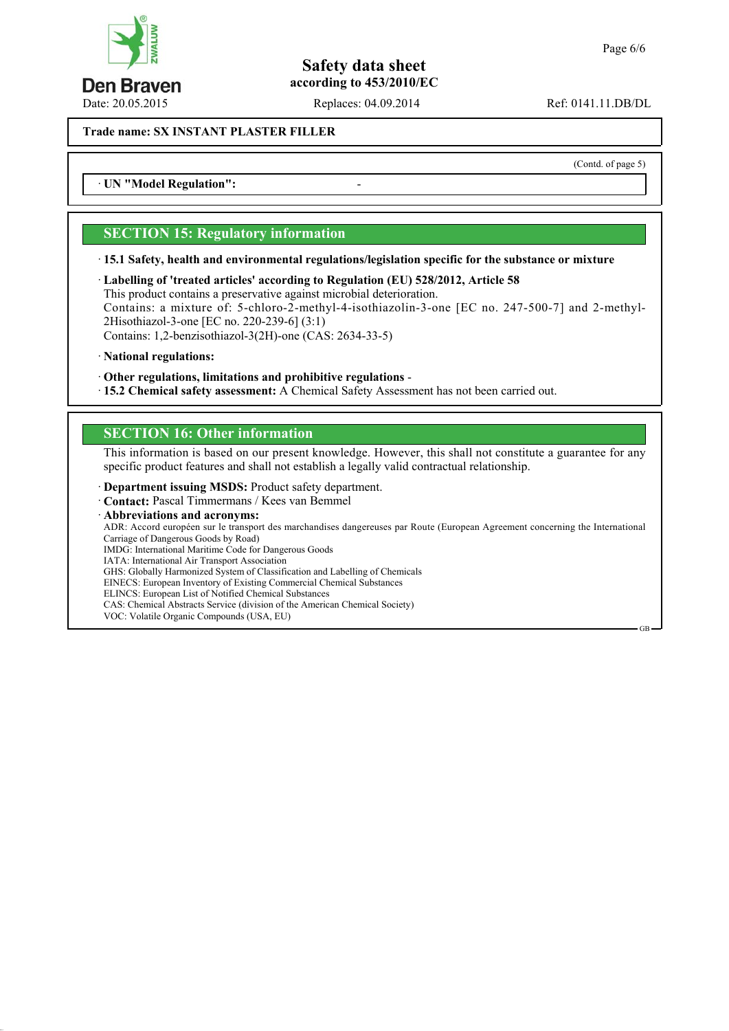**Trade name: SX INSTANT PLASTER FILLER**

(Contd. of page 5)

· **UN "Model Regulation":** -

## SECTION 15: Regulatory information

· **15.1 Safety, health and environmental regulations/legislation specific for the substance or mixture**

· **Labelling of 'treated articles' according to Regulation (EU) 528/2012, Article 58**
This product contains a preservative against microbial deterioration.
Contains: a mixture of: 5-chloro-2-methyl-4-isothiazolin-3-one [EC no. 247-500-7] and 2-methyl-2Hisothiazol-3-one [EC no. 220-239-6] (3:1)
Contains: 1,2-benzisothiazol-3(2H)-one (CAS: 2634-33-5)

· **National regulations:**

· **Other regulations, limitations and prohibitive regulations** -
· **15.2 Chemical safety assessment:** A Chemical Safety Assessment has not been carried out.

## SECTION 16: Other information

This information is based on our present knowledge. However, this shall not constitute a guarantee for any specific product features and shall not establish a legally valid contractual relationship.

· **Department issuing MSDS:** Product safety department.
· **Contact:** Pascal Timmermans / Kees van Bemmel
· **Abbreviations and acronyms:**
ADR: Accord européen sur le transport des marchandises dangereuses par Route (European Agreement concerning the International Carriage of Dangerous Goods by Road)
IMDG: International Maritime Code for Dangerous Goods
IATA: International Air Transport Association
GHS: Globally Harmonized System of Classification and Labelling of Chemicals
EINECS: European Inventory of Existing Commercial Chemical Substances
ELINCS: European List of Notified Chemical Substances
CAS: Chemical Abstracts Service (division of the American Chemical Society)
VOC: Volatile Organic Compounds (USA, EU)